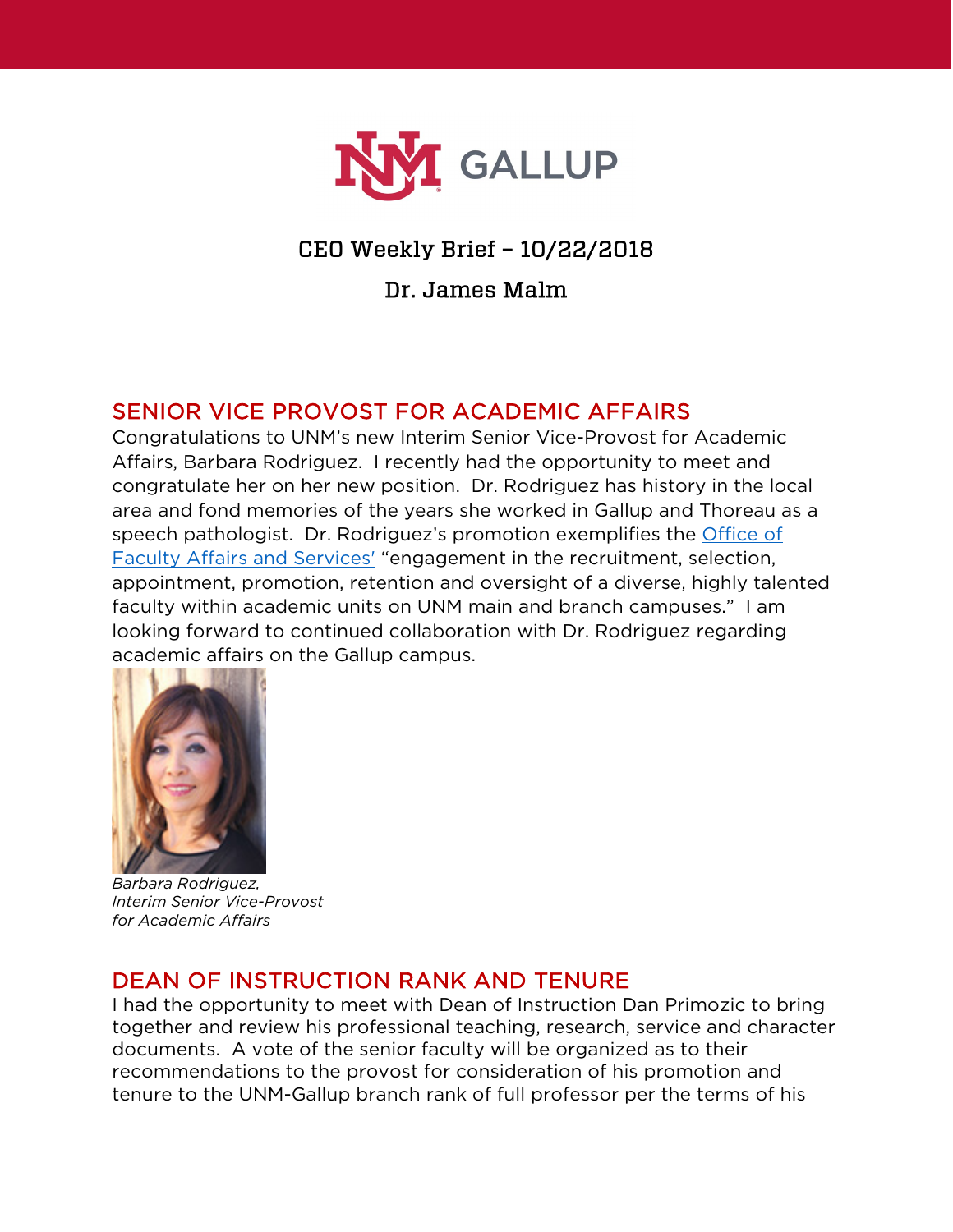# CEO Weekly Brief – 10/22/2018

## Dr. James Malm

## SENIOR VICE PROVOST FOR ACADEMIC AFFAIRS

Congratulations to UNM's new Interim Senior Vice-Provost for Academic Affairs, Barbara Rodriguez. I recently had the opportunity to meet and congratulate her on her new position. Dr. Rodriguez has history in the local area and fond memories of the years she worked in Gallup and Thoreau as a speech pathologist. Dr. Rodriguez's promotion exemplifies the Office of Faculty Affairs and Services' "engagement in the recruitment, selection, appointment, promotion, retention and oversight of a diverse, highly talented faculty within academic units on UNM main and branch campuses." I am looking forward to continued collaboration with Dr. Rodriguez regarding academic affairs on the Gallup campus.

*Barbara Rodriguez, Interim Senior Vice-Provost for Academic Affairs*

## DEAN OF INSTRUCTION RANK AND TENURE

I had the opportunity to meet with Dean of Instruction Dan Primozic to bring together and review his professional teaching, research, service and character documents. A vote of the senior faculty will be organized as to their recommendations to the provost for consideration of his promotion and tenure to the UNM-Gallup branch rank of full professor per the terms of his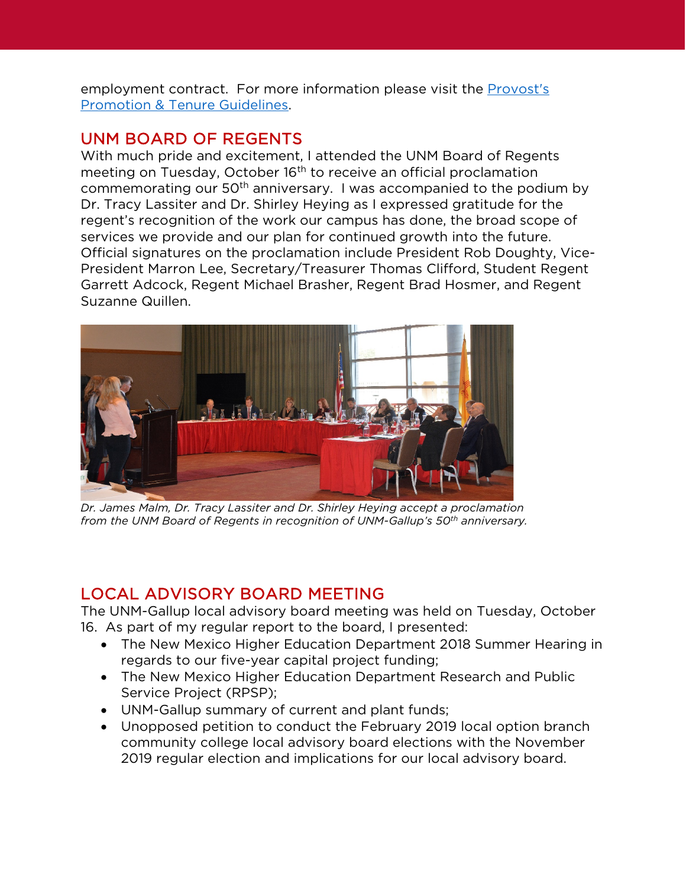employment contract. For more information please visit the [Provost's Promotion & Tenure Guidelines].

## UNM BOARD OF REGENTS

With much pride and excitement, I attended the UNM Board of Regents meeting on Tuesday, October 16th to receive an official proclamation commemorating our 50th anniversary. I was accompanied to the podium by Dr. Tracy Lassiter and Dr. Shirley Heying as I expressed gratitude for the regent's recognition of the work our campus has done, the broad scope of services we provide and our plan for continued growth into the future. Official signatures on the proclamation include President Rob Doughty, Vice-President Marron Lee, Secretary/Treasurer Thomas Clifford, Student Regent Garrett Adcock, Regent Michael Brasher, Regent Brad Hosmer, and Regent Suzanne Quillen.

*Dr. James Malm, Dr. Tracy Lassiter and Dr. Shirley Heying accept a proclamation from the UNM Board of Regents in recognition of UNM-Gallup's 50th anniversary.*

## LOCAL ADVISORY BOARD MEETING

The UNM-Gallup local advisory board meeting was held on Tuesday, October 16. As part of my regular report to the board, I presented:

- The New Mexico Higher Education Department 2018 Summer Hearing in regards to our five-year capital project funding;
- The New Mexico Higher Education Department Research and Public Service Project (RPSP);
- UNM-Gallup summary of current and plant funds;
- Unopposed petition to conduct the February 2019 local option branch community college local advisory board elections with the November 2019 regular election and implications for our local advisory board.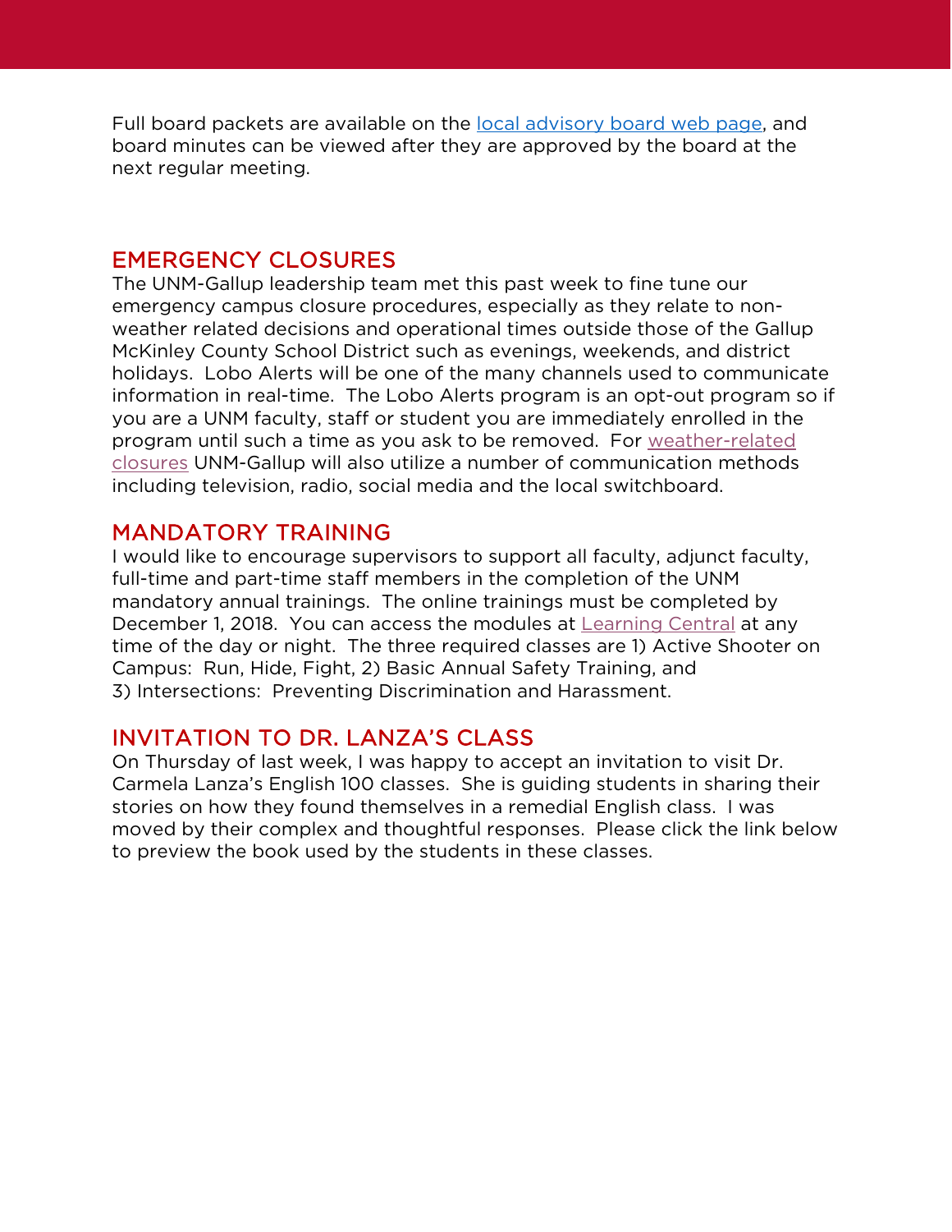Full board packets are available on the local advisory board web page, and board minutes can be viewed after they are approved by the board at the next regular meeting.

## EMERGENCY CLOSURES

The UNM-Gallup leadership team met this past week to fine tune our emergency campus closure procedures, especially as they relate to non-weather related decisions and operational times outside those of the Gallup McKinley County School District such as evenings, weekends, and district holidays. Lobo Alerts will be one of the many channels used to communicate information in real-time. The Lobo Alerts program is an opt-out program so if you are a UNM faculty, staff or student you are immediately enrolled in the program until such a time as you ask to be removed. For weather-related closures UNM-Gallup will also utilize a number of communication methods including television, radio, social media and the local switchboard.

## MANDATORY TRAINING

I would like to encourage supervisors to support all faculty, adjunct faculty, full-time and part-time staff members in the completion of the UNM mandatory annual trainings. The online trainings must be completed by December 1, 2018. You can access the modules at Learning Central at any time of the day or night. The three required classes are 1) Active Shooter on Campus: Run, Hide, Fight, 2) Basic Annual Safety Training, and 3) Intersections: Preventing Discrimination and Harassment.

## INVITATION TO DR. LANZA'S CLASS

On Thursday of last week, I was happy to accept an invitation to visit Dr. Carmela Lanza's English 100 classes. She is guiding students in sharing their stories on how they found themselves in a remedial English class. I was moved by their complex and thoughtful responses. Please click the link below to preview the book used by the students in these classes.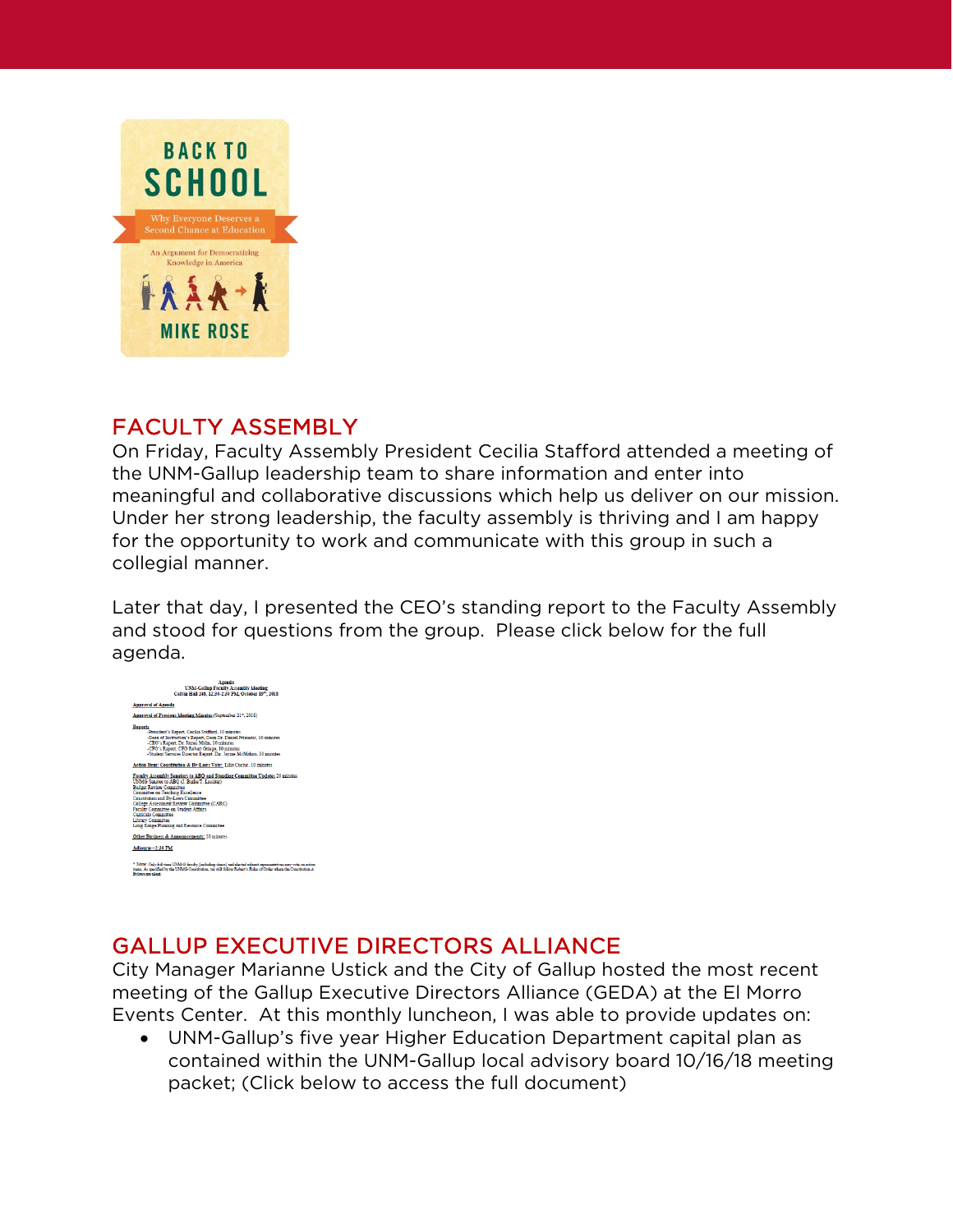## FACULTY ASSEMBLY

On Friday, Faculty Assembly President Cecilia Stafford attended a meeting of the UNM-Gallup leadership team to share information and enter into meaningful and collaborative discussions which help us deliver on our mission. Under her strong leadership, the faculty assembly is thriving and I am happy for the opportunity to work and communicate with this group in such a collegial manner.

Later that day, I presented the CEO's standing report to the Faculty Assembly and stood for questions from the group. Please click below for the full agenda.

## GALLUP EXECUTIVE DIRECTORS ALLIANCE

City Manager Marianne Ustick and the City of Gallup hosted the most recent meeting of the Gallup Executive Directors Alliance (GEDA) at the El Morro Events Center. At this monthly luncheon, I was able to provide updates on:

- UNM-Gallup's five year Higher Education Department capital plan as contained within the UNM-Gallup local advisory board 10/16/18 meeting packet; (Click below to access the full document)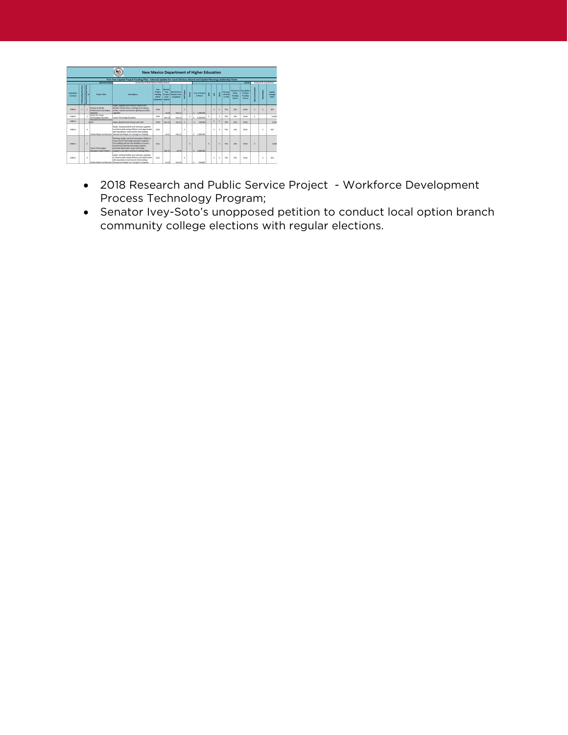**New Mexico Department of Higher Education**

**Five Year Capital Project Funding Plan - Internal Update for Local Advisory Board and Capital Planning Leadership Team**

INSTITUTION: University of New Mexico Gallup Branch

DATE: 9/18/18 & 11/29/2018

| Institution Acronym | HED Funding Priority # | Board Priority # | Project Title | Description | Year Project Funding will be requested | Month/Year Project to be started | Month/Year Project to be completed | Full Project | Phase | Cost of Project or Phase | GOB | STB | Other | Percent of GOB or STB | Percent of Other Funding Source | Description of Other Funding Source | New Construction | Renovation | Square Footage (GSF) |
|---|---|---|---|---|---|---|---|---|---|---|---|---|---|---|---|---|---|---|---|
| UNM-G | 1 | 1 | Campus & Facility Infrastructure and Energy Upgrades | Repair, upgrade and construct campus and facilities infrastructure, drainage and roadway systems, exterior and interior lighting and safety upgrades | 2019 | Jul-19 | Dec-21 | X | | $ 1,000,000 | | X | X | 75% | 25% | Other | X | X | N/A |
| UNM-G | | 2 | Center for Career Technologies Education | Career Technology Education | 2019 | Nov-19 | Dec-21 | | X | $ 5,000,000 | X | | X | 75% | 25% | Other | X | | 15,000 |
| UNM-G | | 3 | Renovate and remove Lions Hall | Abate, demolish and remove Lions Hall | 2019 | Nov-19 | Dec-21 | X | | $ 200,000 | | X | X | 75% | 25% | Other | | | 5,782 |
| UNM-G | | 4 | Facility Repair and Renewal | Repair existing facilities and necessary upgrades to achieve peak energy efficiency and appropriate safe educational environments that building Renewal and Repair isn't enough to complete | 2020 | Jul-21 | Dec-22 | X | | $ 1,000,000 | | X | X | 75% | 25% | Other | | X | N/A |
| UNM-G | | 5 | Career Technologies Education Center Phase II | Planning, design, construct and equip a facility to house Career Technology Education programs. This building will have the flexibility to house a mechanical industrial technology program, technical allied health, green technology programs, and other workforce training efforts | 2021 | Nov-21 | Jul-25 | | X | $ 2,000,000 | X | | X | 75% | 25% | Other | X | | 5,600 |
| UNM-G | | 6 | Facility Repair and Renewal | Repair existing facilities and necessary upgrades to achieve peak energy efficiency and appropriate safe educational environments that building Renewal and Repair isn't enough to complete | 2022 | Jul-23 | Dec-25 | X | | $ 750,000 | | X | X | 75% | 25% | Other | | X | N/A |

- 2018 Research and Public Service Project - Workforce Development Process Technology Program;
- Senator Ivey-Soto's unopposed petition to conduct local option branch community college elections with regular elections.